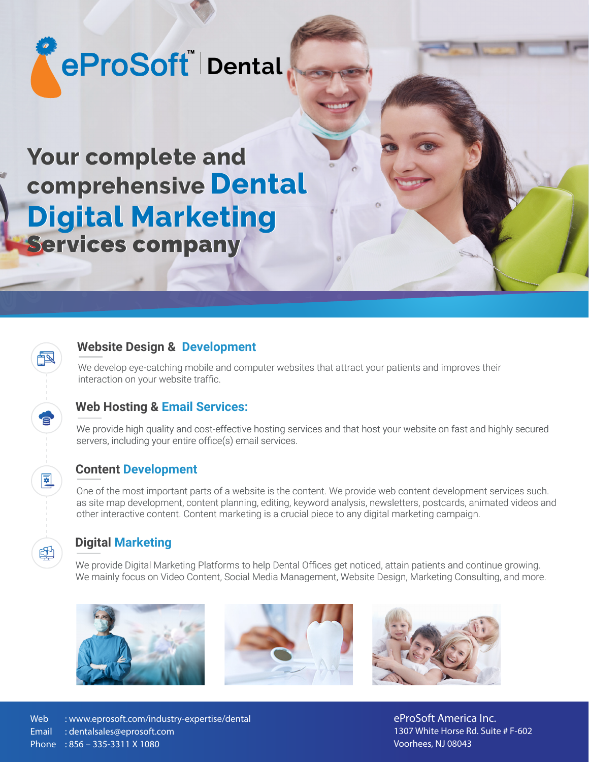# eProSoft™ Dental

## Your complete and comprehensive Dental Digital Marketing Services company

### Website Design & Development

We develop eye-catching mobile and computer websites that attract your patients and improves their interaction on your website traffic.

### Web Hosting & Email Services:

We provide high quality and cost-effective hosting services and that host your website on fast and highly secured servers, including your entire office(s) email services.

### Content Development

One of the most important parts of a website is the content. We provide web content development services such. as site map development, content planning, editing, keyword analysis, newsletters, postcards, animated videos and other interactive content. Content marketing is a crucial piece to any digital marketing campaign.

### Digital Marketing

We provide Digital Marketing Platforms to help Dental Offices get noticed, attain patients and continue growing. We mainly focus on Video Content, Social Media Management, Website Design, Marketing Consulting, and more.

Web : www.eprosoft.com/industry-expertise/dental
Email : dentalsales@eprosoft.com
Phone : 856 – 335-3311 X 1080

eProSoft America Inc.
1307 White Horse Rd. Suite # F-602
Voorhees, NJ 08043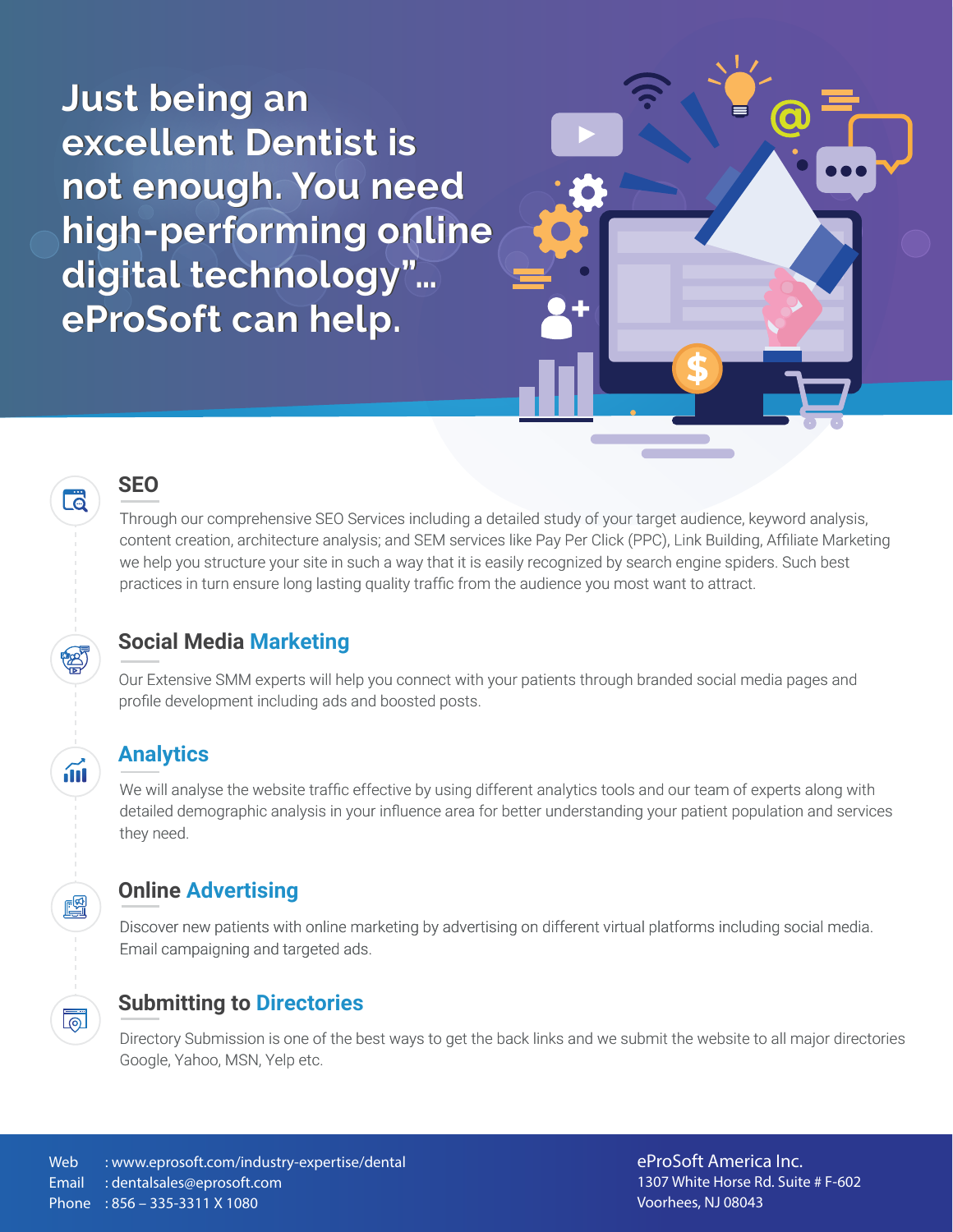# Just being an excellent Dentist is not enough. You need high-performing online digital technology"... eProSoft can help.

## SEO

Through our comprehensive SEO Services including a detailed study of your target audience, keyword analysis, content creation, architecture analysis; and SEM services like Pay Per Click (PPC), Link Building, Affiliate Marketing we help you structure your site in such a way that it is easily recognized by search engine spiders. Such best practices in turn ensure long lasting quality traffic from the audience you most want to attract.

## Social Media Marketing

Our Extensive SMM experts will help you connect with your patients through branded social media pages and profile development including ads and boosted posts.

## Analytics

We will analyse the website traffic effective by using different analytics tools and our team of experts along with detailed demographic analysis in your influence area for better understanding your patient population and services they need.

## Online Advertising

Discover new patients with online marketing by advertising on different virtual platforms including social media. Email campaigning and targeted ads.

## Submitting to Directories

Directory Submission is one of the best ways to get the back links and we submit the website to all major directories Google, Yahoo, MSN, Yelp etc.

Web : www.eprosoft.com/industry-expertise/dental
Email : dentalsales@eprosoft.com
Phone : 856 – 335-3311 X 1080

eProSoft America Inc.
1307 White Horse Rd. Suite # F-602
Voorhees, NJ 08043